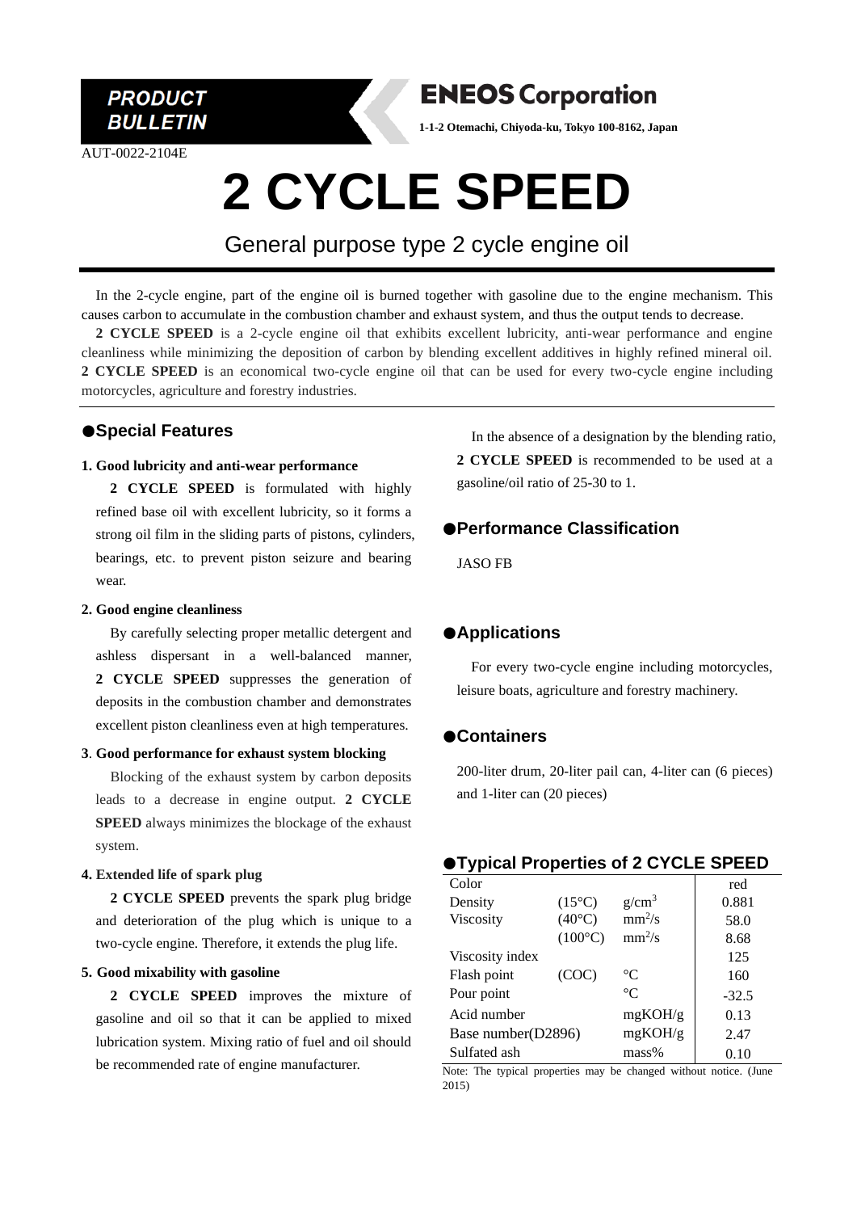PRODUCT BULLETIN

**ENEOS Corporation**

**1-1-2 Otemachi, Chiyoda-ku, Tokyo 100-8162, Japan**

AUT-0022-2104E

# 2 CYCLE SPEED

## General purpose type 2 cycle engine oil

In the 2-cycle engine, part of the engine oil is burned together with gasoline due to the engine mechanism. This causes carbon to accumulate in the combustion chamber and exhaust system, and thus the output tends to decrease.

**2 CYCLE SPEED** is a 2-cycle engine oil that exhibits excellent lubricity, anti-wear performance and engine cleanliness while minimizing the deposition of carbon by blending excellent additives in highly refined mineral oil. **2 CYCLE SPEED** is an economical two-cycle engine oil that can be used for every two-cycle engine including motorcycles, agriculture and forestry industries.

## ●Special Features

**1. Good lubricity and anti-wear performance**

**2 CYCLE SPEED** is formulated with highly refined base oil with excellent lubricity, so it forms a strong oil film in the sliding parts of pistons, cylinders, bearings, etc. to prevent piston seizure and bearing wear.

**2. Good engine cleanliness**

By carefully selecting proper metallic detergent and ashless dispersant in a well-balanced manner, **2 CYCLE SPEED** suppresses the generation of deposits in the combustion chamber and demonstrates excellent piston cleanliness even at high temperatures.

**3. Good performance for exhaust system blocking**

Blocking of the exhaust system by carbon deposits leads to a decrease in engine output. **2 CYCLE SPEED** always minimizes the blockage of the exhaust system.

**4. Extended life of spark plug**

**2 CYCLE SPEED** prevents the spark plug bridge and deterioration of the plug which is unique to a two-cycle engine. Therefore, it extends the plug life.

**5. Good mixability with gasoline**

**2 CYCLE SPEED** improves the mixture of gasoline and oil so that it can be applied to mixed lubrication system. Mixing ratio of fuel and oil should be recommended rate of engine manufacturer.

In the absence of a designation by the blending ratio, **2 CYCLE SPEED** is recommended to be used at a gasoline/oil ratio of 25-30 to 1.

## ●Performance Classification

JASO FB

## ●Applications

For every two-cycle engine including motorcycles, leisure boats, agriculture and forestry machinery.

## ●Containers

200-liter drum, 20-liter pail can, 4-liter can (6 pieces) and 1-liter can (20 pieces)

## ●Typical Properties of 2 CYCLE SPEED

| Property | Condition | Unit | Value |
|---|---|---|---|
| Color | | | red |
| Density | (15°C) | $g/cm^3$ | 0.881 |
| Viscosity | (40°C) | $mm^2/s$ | 58.0 |
| | (100°C) | $mm^2/s$ | 8.68 |
| Viscosity index | | | 125 |
| Flash point | (COC) | °C | 160 |
| Pour point | | °C | -32.5 |
| Acid number | | mgKOH/g | 0.13 |
| Base number(D2896) | | mgKOH/g | 2.47 |
| Sulfated ash | | mass% | 0.10 |

Note: The typical properties may be changed without notice. (June 2015)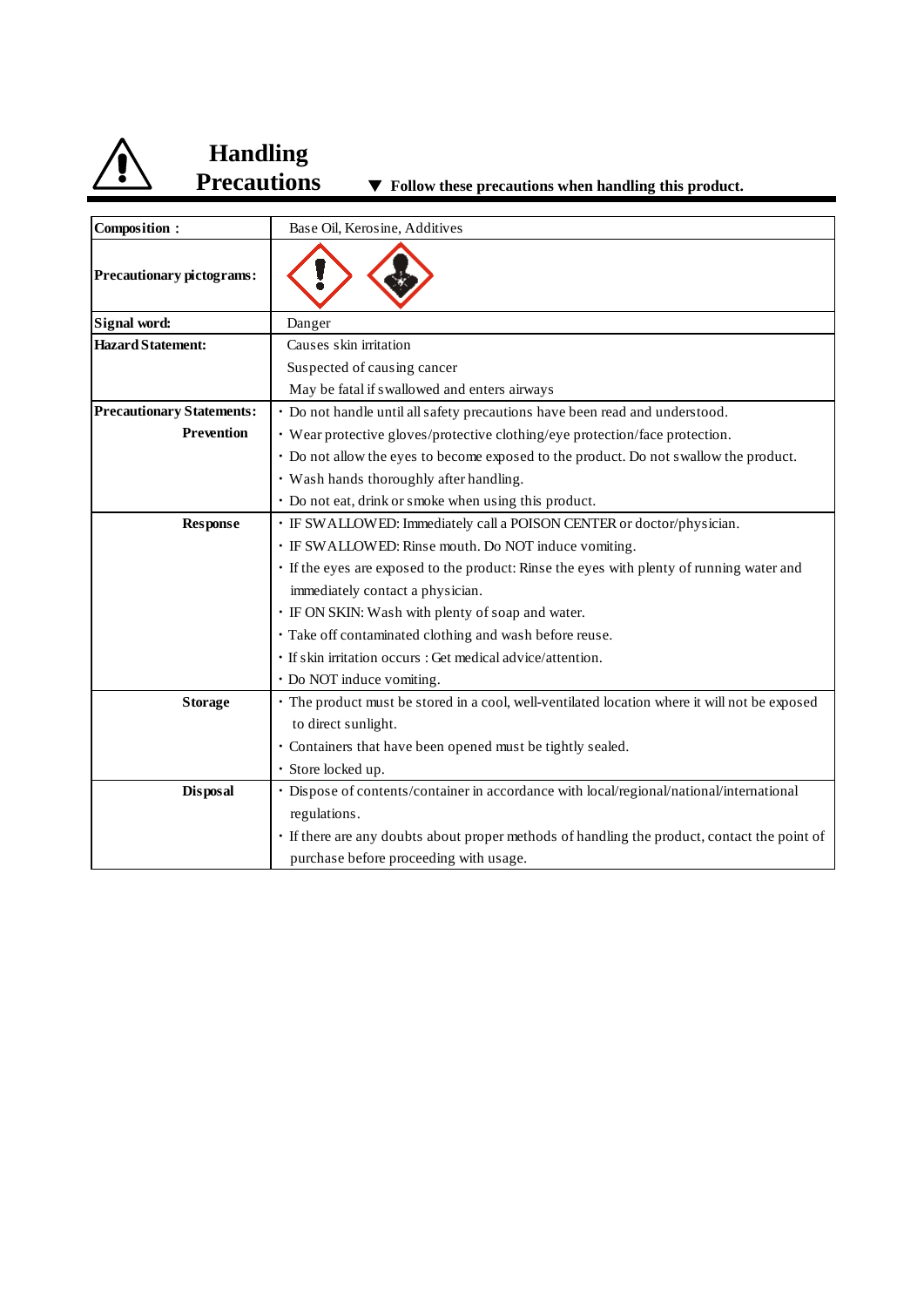# Handling Precautions

▼ **Follow these precautions when handling this product.**

| | |
|---|---|
| **Composition :** | Base Oil, Kerosine, Additives |
| **Precautionary pictograms:** | |
| **Signal word:** | Danger |
| **Hazard Statement:** | Causes skin irritation<br>Suspected of causing cancer<br>May be fatal if swallowed and enters airways |
| **Precautionary Statements:**<br>**Prevention** | ・Do not handle until all safety precautions have been read and understood.<br>・Wear protective gloves/protective clothing/eye protection/face protection.<br>・Do not allow the eyes to become exposed to the product. Do not swallow the product.<br>・Wash hands thoroughly after handling.<br>・Do not eat, drink or smoke when using this product. |
| **Response** | ・IF SWALLOWED: Immediately call a POISON CENTER or doctor/physician.<br>・IF SWALLOWED: Rinse mouth. Do NOT induce vomiting.<br>・If the eyes are exposed to the product: Rinse the eyes with plenty of running water and immediately contact a physician.<br>・IF ON SKIN: Wash with plenty of soap and water.<br>・Take off contaminated clothing and wash before reuse.<br>・If skin irritation occurs : Get medical advice/attention.<br>・Do NOT induce vomiting. |
| **Storage** | ・The product must be stored in a cool, well-ventilated location where it will not be exposed to direct sunlight.<br>・Containers that have been opened must be tightly sealed.<br>・Store locked up. |
| **Disposal** | ・Dispose of contents/container in accordance with local/regional/national/international regulations.<br>・If there are any doubts about proper methods of handling the product, contact the point of purchase before proceeding with usage. |